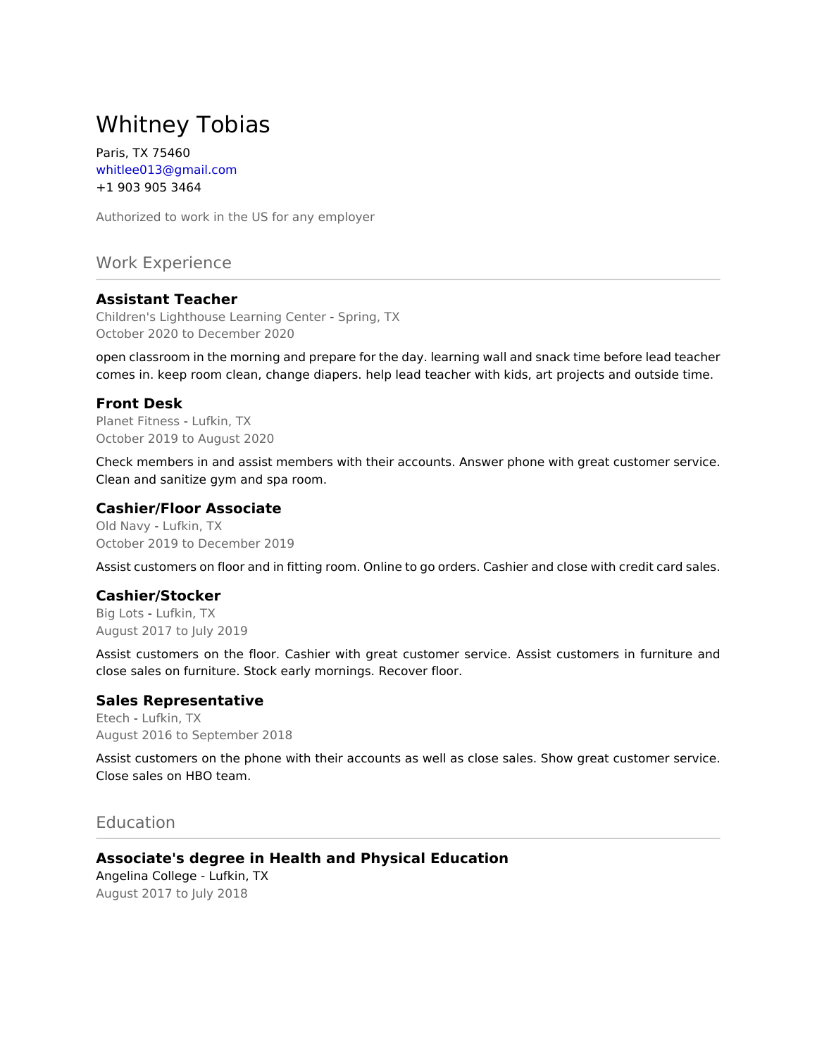# Whitney Tobias

Paris, TX 75460
whitlee013@gmail.com
+1 903 905 3464

Authorized to work in the US for any employer

## Work Experience

### Assistant Teacher

Children's Lighthouse Learning Center - Spring, TX
October 2020 to December 2020

open classroom in the morning and prepare for the day. learning wall and snack time before lead teacher comes in. keep room clean, change diapers. help lead teacher with kids, art projects and outside time.

### Front Desk

Planet Fitness - Lufkin, TX
October 2019 to August 2020

Check members in and assist members with their accounts. Answer phone with great customer service. Clean and sanitize gym and spa room.

### Cashier/Floor Associate

Old Navy - Lufkin, TX
October 2019 to December 2019

Assist customers on floor and in fitting room. Online to go orders. Cashier and close with credit card sales.

### Cashier/Stocker

Big Lots - Lufkin, TX
August 2017 to July 2019

Assist customers on the floor. Cashier with great customer service. Assist customers in furniture and close sales on furniture. Stock early mornings. Recover floor.

### Sales Representative

Etech - Lufkin, TX
August 2016 to September 2018

Assist customers on the phone with their accounts as well as close sales. Show great customer service. Close sales on HBO team.

## Education

### Associate's degree in Health and Physical Education

Angelina College - Lufkin, TX
August 2017 to July 2018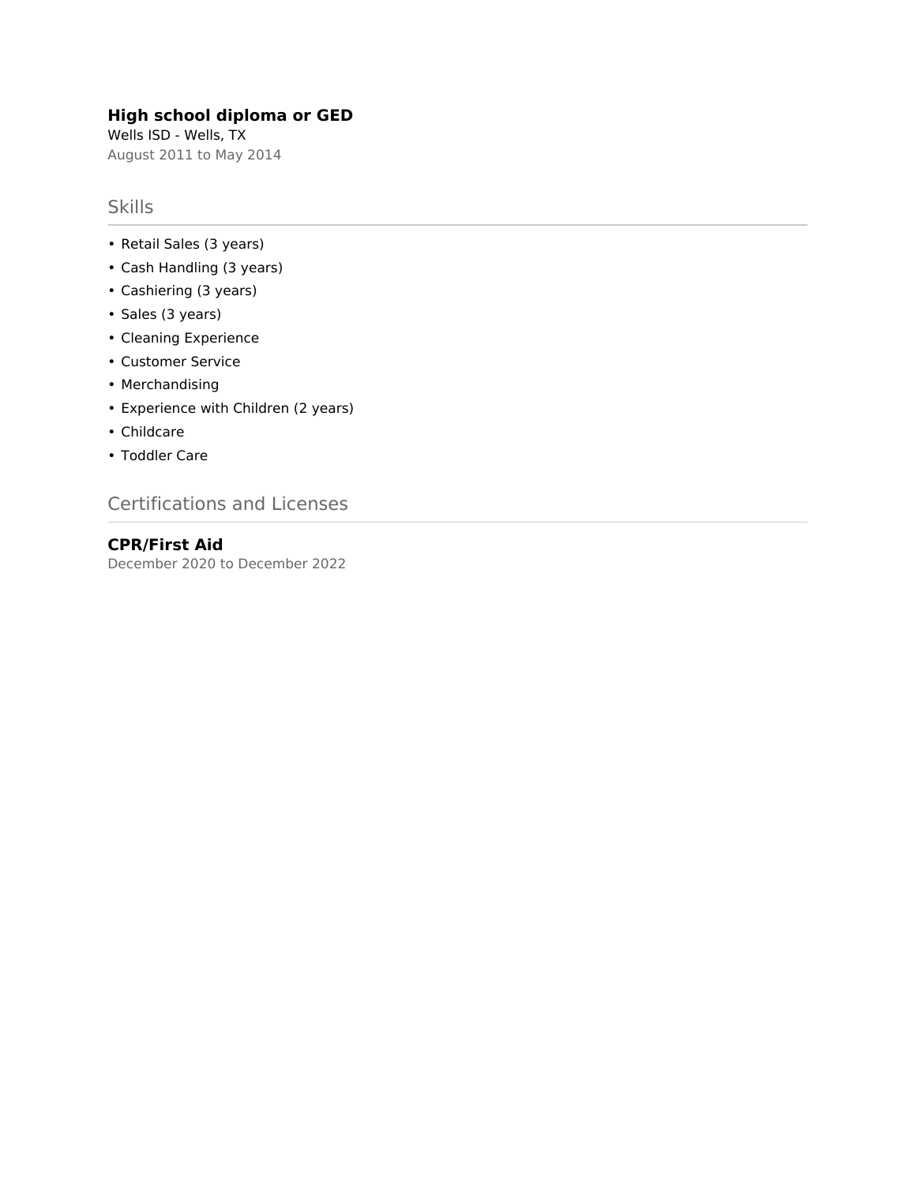### High school diploma or GED

Wells ISD - Wells, TX
August 2011 to May 2014

## Skills

- Retail Sales (3 years)
- Cash Handling (3 years)
- Cashiering (3 years)
- Sales (3 years)
- Cleaning Experience
- Customer Service
- Merchandising
- Experience with Children (2 years)
- Childcare
- Toddler Care

## Certifications and Licenses

### CPR/First Aid

December 2020 to December 2022